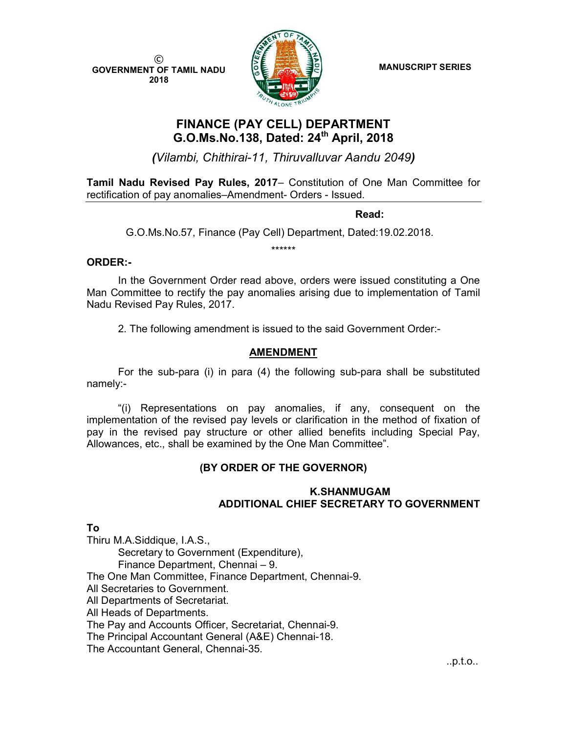©
GOVERNMENT OF TAMIL NADU
2018

MANUSCRIPT SERIES

# FINANCE (PAY CELL) DEPARTMENT
## G.O.Ms.No.138, Dated: 24th April, 2018

*(Vilambi, Chithirai-11, Thiruvalluvar Aandu 2049)*

**Tamil Nadu Revised Pay Rules, 2017**– Constitution of One Man Committee for rectification of pay anomalies–Amendment- Orders - Issued.

---

**Read:**

G.O.Ms.No.57, Finance (Pay Cell) Department, Dated:19.02.2018.

******

**ORDER:-**

In the Government Order read above, orders were issued constituting a One Man Committee to rectify the pay anomalies arising due to implementation of Tamil Nadu Revised Pay Rules, 2017.

2. The following amendment is issued to the said Government Order:-

**AMENDMENT**

For the sub-para (i) in para (4) the following sub-para shall be substituted namely:-

"(i) Representations on pay anomalies, if any, consequent on the implementation of the revised pay levels or clarification in the method of fixation of pay in the revised pay structure or other allied benefits including Special Pay, Allowances, etc., shall be examined by the One Man Committee".

**(BY ORDER OF THE GOVERNOR)**

**K.SHANMUGAM**
**ADDITIONAL CHIEF SECRETARY TO GOVERNMENT**

**To**

Thiru M.A.Siddique, I.A.S.,
Secretary to Government (Expenditure),
Finance Department, Chennai – 9.
The One Man Committee, Finance Department, Chennai-9.
All Secretaries to Government.
All Departments of Secretariat.
All Heads of Departments.
The Pay and Accounts Officer, Secretariat, Chennai-9.
The Principal Accountant General (A&E) Chennai-18.
The Accountant General, Chennai-35.

..p.t.o..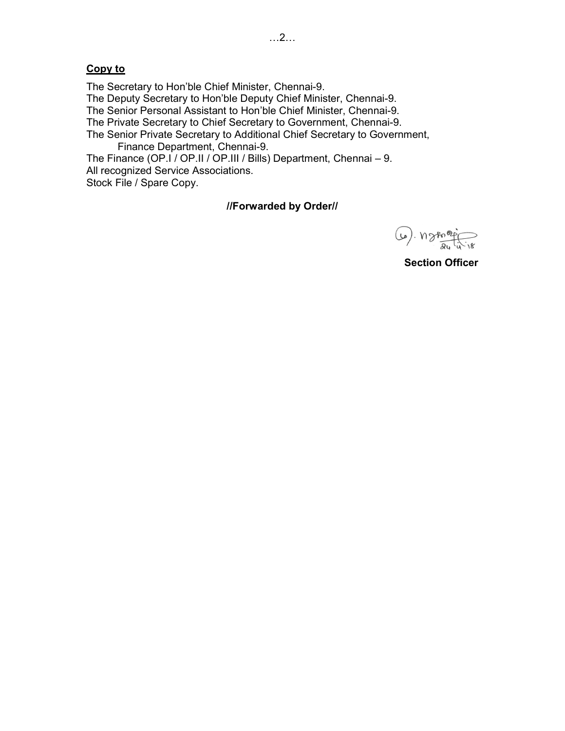**Copy to**

The Secretary to Hon'ble Chief Minister, Chennai-9.
The Deputy Secretary to Hon'ble Deputy Chief Minister, Chennai-9.
The Senior Personal Assistant to Hon'ble Chief Minister, Chennai-9.
The Private Secretary to Chief Secretary to Government, Chennai-9.
The Senior Private Secretary to Additional Chief Secretary to Government, Finance Department, Chennai-9.
The Finance (OP.I / OP.II / OP.III / Bills) Department, Chennai – 9.
All recognized Service Associations.
Stock File / Spare Copy.

**//Forwarded by Order//**

**Section Officer**